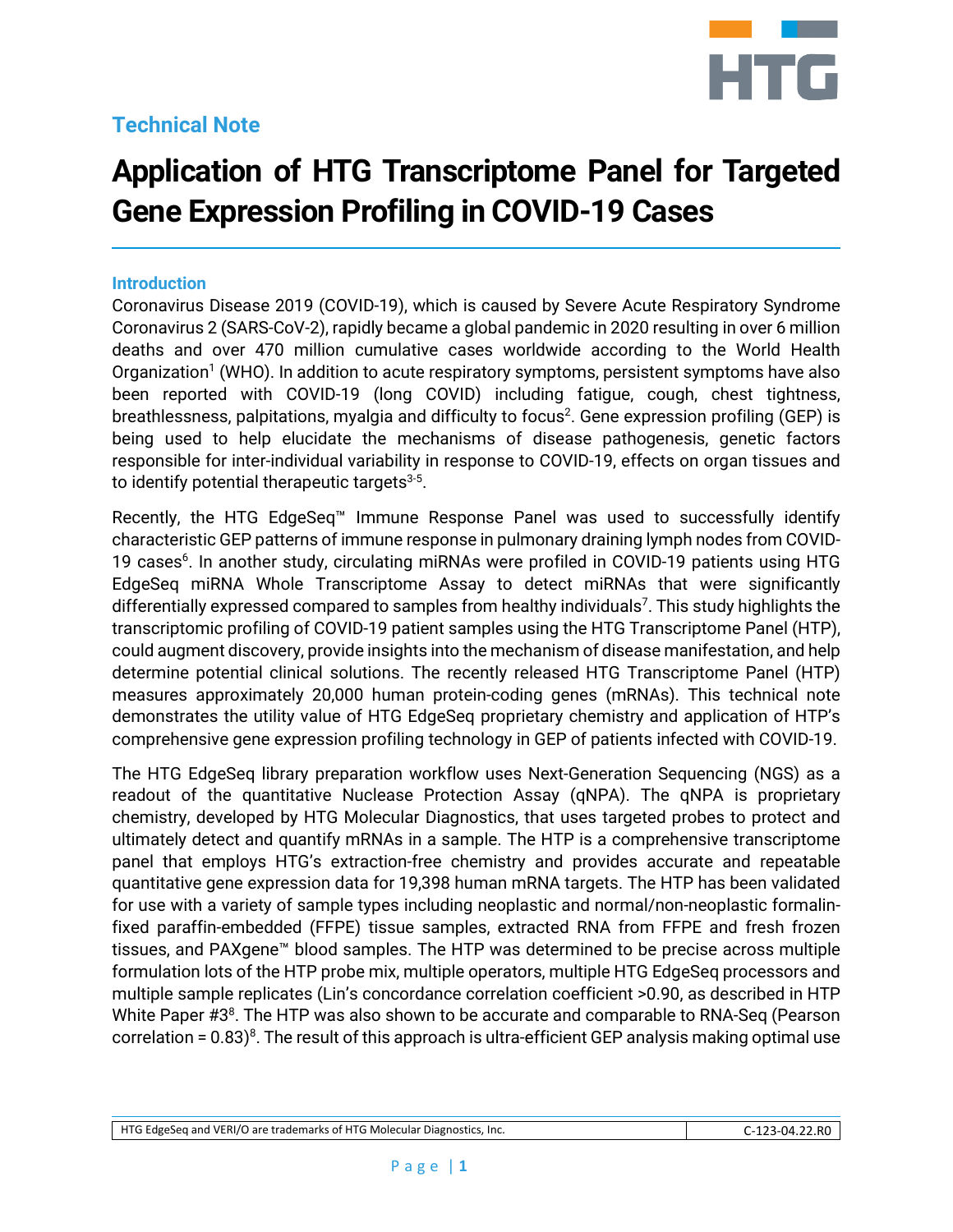Technical Note

# Application of HTG Transcriptome Panel for Targeted Gene Expression Profiling in COVID-19 Cases

## Introduction

Coronavirus Disease 2019 (COVID-19), which is caused by Severe Acute Respiratory Syndrome Coronavirus 2 (SARS-CoV-2), rapidly became a global pandemic in 2020 resulting in over 6 million deaths and over 470 million cumulative cases worldwide according to the World Health Organization[1] (WHO). In addition to acute respiratory symptoms, persistent symptoms have also been reported with COVID-19 (long COVID) including fatigue, cough, chest tightness, breathlessness, palpitations, myalgia and difficulty to focus[2]. Gene expression profiling (GEP) is being used to help elucidate the mechanisms of disease pathogenesis, genetic factors responsible for inter-individual variability in response to COVID-19, effects on organ tissues and to identify potential therapeutic targets[3-5].

Recently, the HTG EdgeSeq™ Immune Response Panel was used to successfully identify characteristic GEP patterns of immune response in pulmonary draining lymph nodes from COVID-19 cases[6]. In another study, circulating miRNAs were profiled in COVID-19 patients using HTG EdgeSeq miRNA Whole Transcriptome Assay to detect miRNAs that were significantly differentially expressed compared to samples from healthy individuals[7]. This study highlights the transcriptomic profiling of COVID-19 patient samples using the HTG Transcriptome Panel (HTP), could augment discovery, provide insights into the mechanism of disease manifestation, and help determine potential clinical solutions. The recently released HTG Transcriptome Panel (HTP) measures approximately 20,000 human protein-coding genes (mRNAs). This technical note demonstrates the utility value of HTG EdgeSeq proprietary chemistry and application of HTP's comprehensive gene expression profiling technology in GEP of patients infected with COVID-19.

The HTG EdgeSeq library preparation workflow uses Next-Generation Sequencing (NGS) as a readout of the quantitative Nuclease Protection Assay (qNPA). The qNPA is proprietary chemistry, developed by HTG Molecular Diagnostics, that uses targeted probes to protect and ultimately detect and quantify mRNAs in a sample. The HTP is a comprehensive transcriptome panel that employs HTG's extraction-free chemistry and provides accurate and repeatable quantitative gene expression data for 19,398 human mRNA targets. The HTP has been validated for use with a variety of sample types including neoplastic and normal/non-neoplastic formalin-fixed paraffin-embedded (FFPE) tissue samples, extracted RNA from FFPE and fresh frozen tissues, and PAXgene™ blood samples. The HTP was determined to be precise across multiple formulation lots of the HTP probe mix, multiple operators, multiple HTG EdgeSeq processors and multiple sample replicates (Lin's concordance correlation coefficient >0.90, as described in HTP White Paper #3[8]. The HTP was also shown to be accurate and comparable to RNA-Seq (Pearson correlation = 0.83)[8]. The result of this approach is ultra-efficient GEP analysis making optimal use

| HTG EdgeSeq and VERI/O are trademarks of HTG Molecular Diagnostics, Inc. | C-123-04.22.R0 |
|---|---|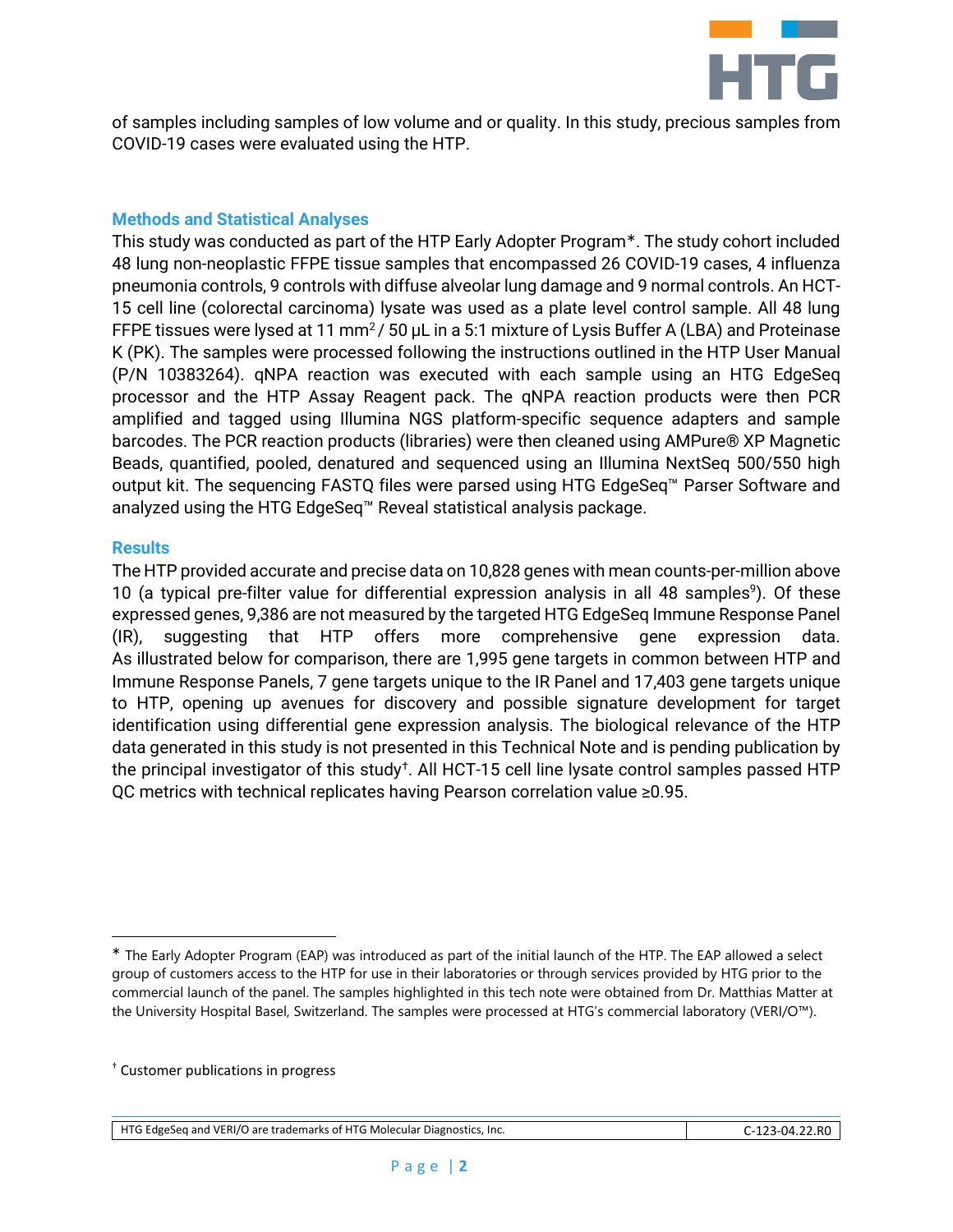of samples including samples of low volume and or quality. In this study, precious samples from COVID-19 cases were evaluated using the HTP.

## Methods and Statistical Analyses

This study was conducted as part of the HTP Early Adopter Program*. The study cohort included 48 lung non-neoplastic FFPE tissue samples that encompassed 26 COVID-19 cases, 4 influenza pneumonia controls, 9 controls with diffuse alveolar lung damage and 9 normal controls. An HCT-15 cell line (colorectal carcinoma) lysate was used as a plate level control sample. All 48 lung FFPE tissues were lysed at 11 $mm^2$ / 50 µL in a 5:1 mixture of Lysis Buffer A (LBA) and Proteinase K (PK). The samples were processed following the instructions outlined in the HTP User Manual (P/N 10383264). qNPA reaction was executed with each sample using an HTG EdgeSeq processor and the HTP Assay Reagent pack. The qNPA reaction products were then PCR amplified and tagged using Illumina NGS platform-specific sequence adapters and sample barcodes. The PCR reaction products (libraries) were then cleaned using AMPure® XP Magnetic Beads, quantified, pooled, denatured and sequenced using an Illumina NextSeq 500/550 high output kit. The sequencing FASTQ files were parsed using HTG EdgeSeq™ Parser Software and analyzed using the HTG EdgeSeq™ Reveal statistical analysis package.

## Results

The HTP provided accurate and precise data on 10,828 genes with mean counts-per-million above 10 (a typical pre-filter value for differential expression analysis in all 48 samples[9]). Of these expressed genes, 9,386 are not measured by the targeted HTG EdgeSeq Immune Response Panel (IR), suggesting that HTP offers more comprehensive gene expression data. As illustrated below for comparison, there are 1,995 gene targets in common between HTP and Immune Response Panels, 7 gene targets unique to the IR Panel and 17,403 gene targets unique to HTP, opening up avenues for discovery and possible signature development for target identification using differential gene expression analysis. The biological relevance of the HTP data generated in this study is not presented in this Technical Note and is pending publication by the principal investigator of this study[†]. All HCT-15 cell line lysate control samples passed HTP QC metrics with technical replicates having Pearson correlation value ≥0.95.

---

* The Early Adopter Program (EAP) was introduced as part of the initial launch of the HTP. The EAP allowed a select group of customers access to the HTP for use in their laboratories or through services provided by HTG prior to the commercial launch of the panel. The samples highlighted in this tech note were obtained from Dr. Matthias Matter at the University Hospital Basel, Switzerland. The samples were processed at HTG's commercial laboratory (VERI/O™).

[†] Customer publications in progress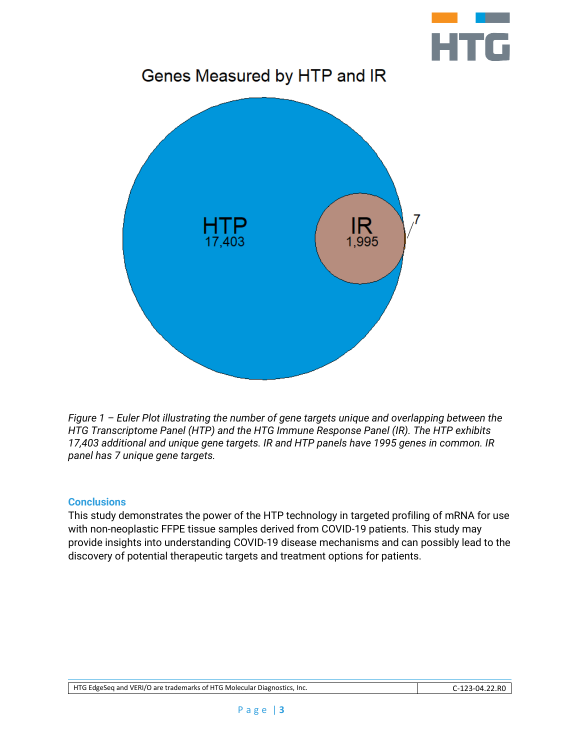Genes Measured by HTP and IR

HTP
17,403

IR
1,995

7

*Figure 1 – Euler Plot illustrating the number of gene targets unique and overlapping between the HTG Transcriptome Panel (HTP) and the HTG Immune Response Panel (IR). The HTP exhibits 17,403 additional and unique gene targets. IR and HTP panels have 1995 genes in common. IR panel has 7 unique gene targets.*

## Conclusions

This study demonstrates the power of the HTP technology in targeted profiling of mRNA for use with non-neoplastic FFPE tissue samples derived from COVID-19 patients. This study may provide insights into understanding COVID-19 disease mechanisms and can possibly lead to the discovery of potential therapeutic targets and treatment options for patients.

| HTG EdgeSeq and VERI/O are trademarks of HTG Molecular Diagnostics, Inc. | C-123-04.22.R0 |
| --- | --- |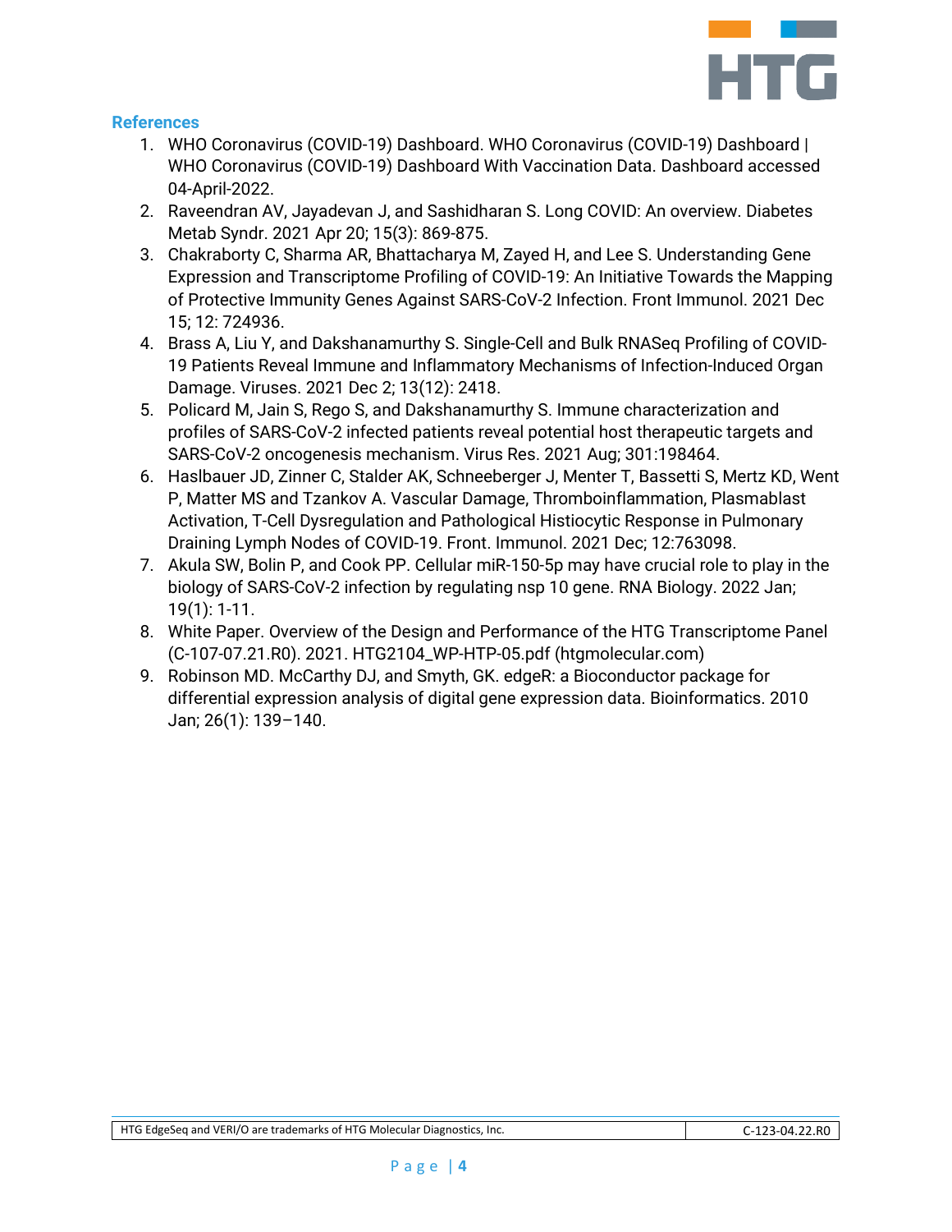## References

1. WHO Coronavirus (COVID-19) Dashboard. WHO Coronavirus (COVID-19) Dashboard | WHO Coronavirus (COVID-19) Dashboard With Vaccination Data. Dashboard accessed 04-April-2022.
2. Raveendran AV, Jayadevan J, and Sashidharan S. Long COVID: An overview. Diabetes Metab Syndr. 2021 Apr 20; 15(3): 869-875.
3. Chakraborty C, Sharma AR, Bhattacharya M, Zayed H, and Lee S. Understanding Gene Expression and Transcriptome Profiling of COVID-19: An Initiative Towards the Mapping of Protective Immunity Genes Against SARS-CoV-2 Infection. Front Immunol. 2021 Dec 15; 12: 724936.
4. Brass A, Liu Y, and Dakshanamurthy S. Single-Cell and Bulk RNASeq Profiling of COVID-19 Patients Reveal Immune and Inflammatory Mechanisms of Infection-Induced Organ Damage. Viruses. 2021 Dec 2; 13(12): 2418.
5. Policard M, Jain S, Rego S, and Dakshanamurthy S. Immune characterization and profiles of SARS-CoV-2 infected patients reveal potential host therapeutic targets and SARS-CoV-2 oncogenesis mechanism. Virus Res. 2021 Aug; 301:198464.
6. Haslbauer JD, Zinner C, Stalder AK, Schneeberger J, Menter T, Bassetti S, Mertz KD, Went P, Matter MS and Tzankov A. Vascular Damage, Thromboinflammation, Plasmablast Activation, T-Cell Dysregulation and Pathological Histiocytic Response in Pulmonary Draining Lymph Nodes of COVID-19. Front. Immunol. 2021 Dec; 12:763098.
7. Akula SW, Bolin P, and Cook PP. Cellular miR-150-5p may have crucial role to play in the biology of SARS-CoV-2 infection by regulating nsp 10 gene. RNA Biology. 2022 Jan; 19(1): 1-11.
8. White Paper. Overview of the Design and Performance of the HTG Transcriptome Panel (C-107-07.21.R0). 2021. HTG2104_WP-HTP-05.pdf (htgmolecular.com)
9. Robinson MD. McCarthy DJ, and Smyth, GK. edgeR: a Bioconductor package for differential expression analysis of digital gene expression data. Bioinformatics. 2010 Jan; 26(1): 139–140.

HTG EdgeSeq and VERI/O are trademarks of HTG Molecular Diagnostics, Inc.